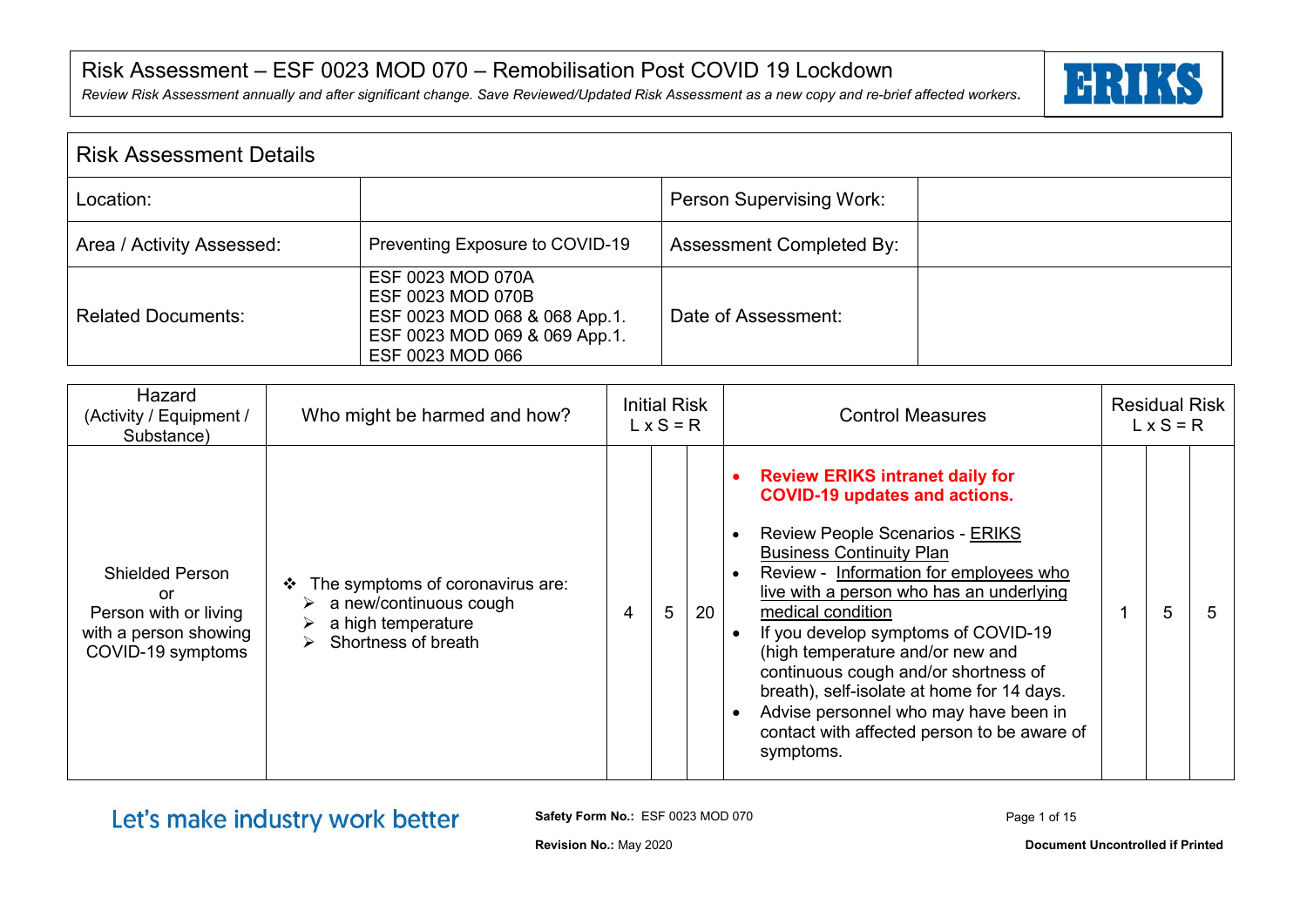# Risk Assessment – ESF 0023 MOD 070 – Remobilisation Post COVID 19 Lockdown

*Review Risk Assessment annually and after significant change. Save Reviewed/Updated Risk Assessment as a new copy and re-brief affected workers.*

| Risk Assessment Details | | | |
|---|---|---|---|
| Location: | | Person Supervising Work: | |
| Area / Activity Assessed: | Preventing Exposure to COVID-19 | Assessment Completed By: | |
| Related Documents: | ESF 0023 MOD 070A<br>ESF 0023 MOD 070B<br>ESF 0023 MOD 068 & 068 App.1.<br>ESF 0023 MOD 069 & 069 App.1.<br>ESF 0023 MOD 066 | Date of Assessment: | |

| Hazard (Activity / Equipment / Substance) | Who might be harmed and how? | Initial Risk L x S = R | | | Control Measures | Residual Risk L x S = R | | |
|---|---|---|---|---|---|---|---|---|
| Shielded Person or Person with or living with a person showing COVID-19 symptoms | ❖ The symptoms of coronavirus are:<br>➢ a new/continuous cough<br>➢ a high temperature<br>➢ Shortness of breath | 4 | 5 | 20 | • **Review ERIKS intranet daily for COVID-19 updates and actions.**<br>• Review People Scenarios - ERIKS Business Continuity Plan<br>• Review - Information for employees who live with a person who has an underlying medical condition<br>• If you develop symptoms of COVID-19 (high temperature and/or new and continuous cough and/or shortness of breath), self-isolate at home for 14 days.<br>• Advise personnel who may have been in contact with affected person to be aware of symptoms. | 1 | 5 | 5 |

Let's make industry work better

**Safety Form No.:** ESF 0023 MOD 070

**Revision No.:** May 2020

**Document Uncontrolled if Printed**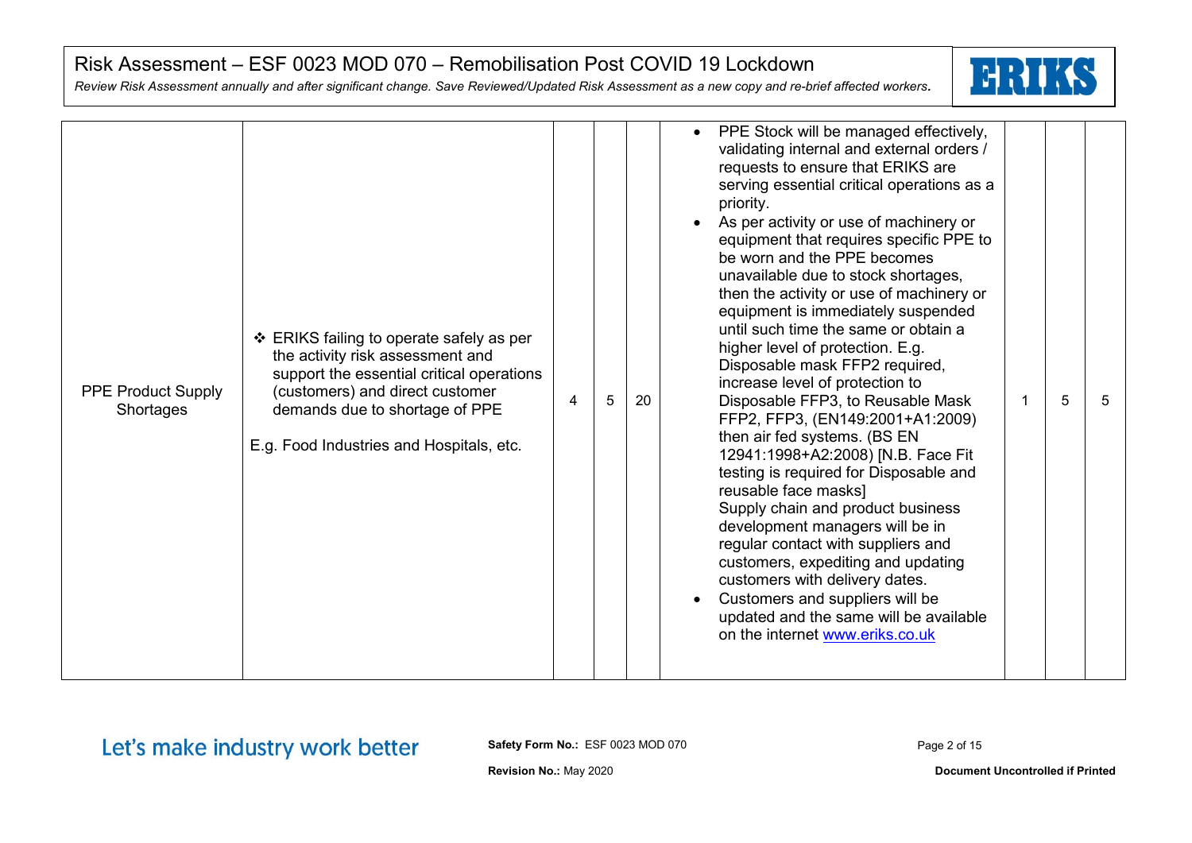| | | | | | | | | |
|---|---|---|---|---|---|---|---|---|
| PPE Product Supply Shortages | ❖ ERIKS failing to operate safely as per the activity risk assessment and support the essential critical operations (customers) and direct customer demands due to shortage of PPE<br><br>E.g. Food Industries and Hospitals, etc. | 4 | 5 | 20 | • PPE Stock will be managed effectively, validating internal and external orders / requests to ensure that ERIKS are serving essential critical operations as a priority.<br>• As per activity or use of machinery or equipment that requires specific PPE to be worn and the PPE becomes unavailable due to stock shortages, then the activity or use of machinery or equipment is immediately suspended until such time the same or obtain a higher level of protection. E.g. Disposable mask FFP2 required, increase level of protection to Disposable FFP3, to Reusable Mask FFP2, FFP3, (EN149:2001+A1:2009) then air fed systems. (BS EN 12941:1998+A2:2008) [N.B. Face Fit testing is required for Disposable and reusable face masks]<br>Supply chain and product business development managers will be in regular contact with suppliers and customers, expediting and updating customers with delivery dates.<br>• Customers and suppliers will be updated and the same will be available on the internet www.eriks.co.uk | 1 | 5 | 5 |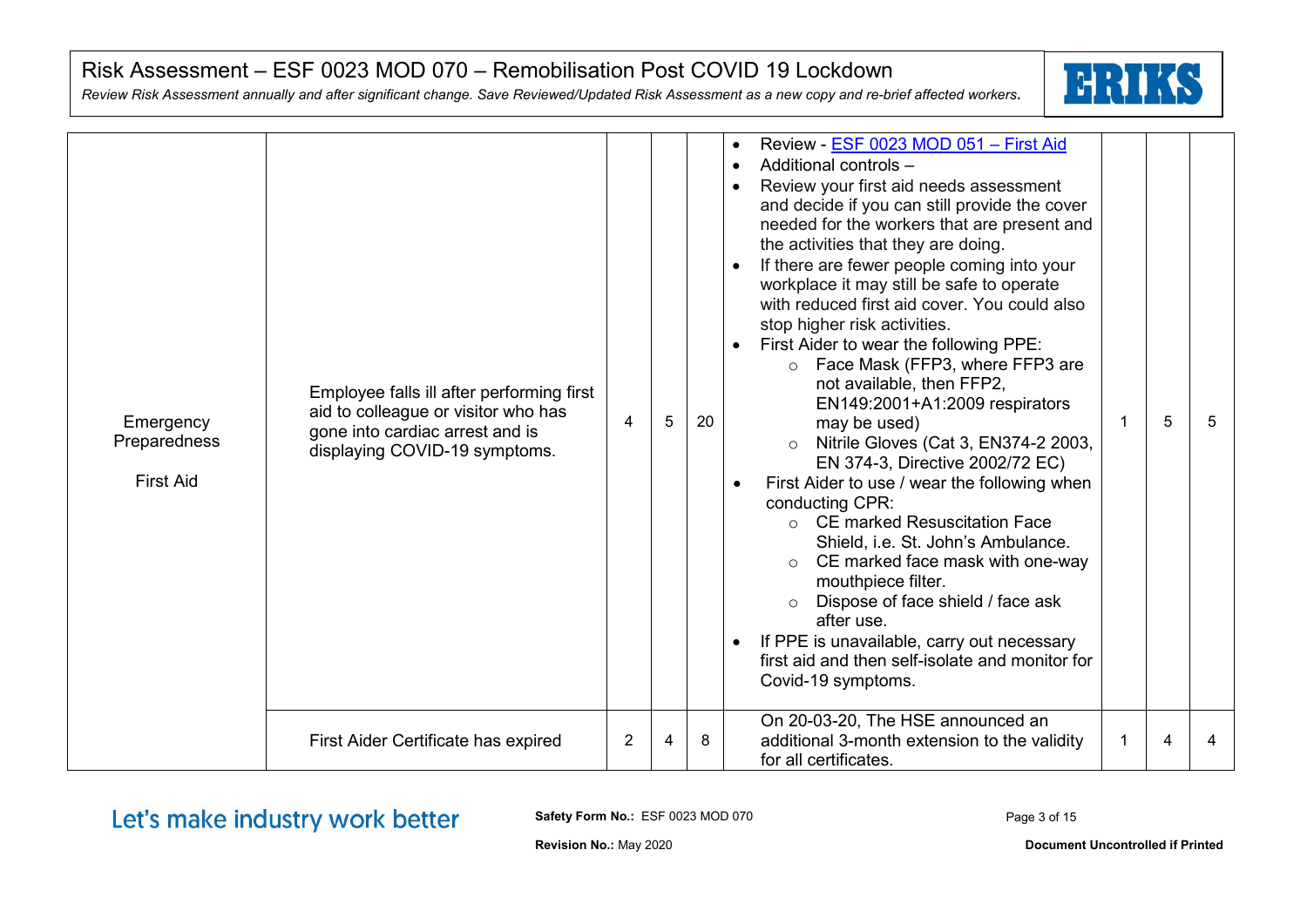| | | | | | | | | |
|---|---|---|---|---|---|---|---|---|
| Emergency Preparedness<br><br>First Aid | Employee falls ill after performing first aid to colleague or visitor who has gone into cardiac arrest and is displaying COVID-19 symptoms. | 4 | 5 | 20 | • Review - [ESF 0023 MOD 051 – First Aid]()<br>• Additional controls –<br>• Review your first aid needs assessment and decide if you can still provide the cover needed for the workers that are present and the activities that they are doing.<br>• If there are fewer people coming into your workplace it may still be safe to operate with reduced first aid cover. You could also stop higher risk activities.<br>• First Aider to wear the following PPE:<br>  ○ Face Mask (FFP3, where FFP3 are not available, then FFP2, EN149:2001+A1:2009 respirators may be used)<br>  ○ Nitrile Gloves (Cat 3, EN374-2 2003, EN 374-3, Directive 2002/72 EC)<br>• First Aider to use / wear the following when conducting CPR:<br>  ○ CE marked Resuscitation Face Shield, i.e. St. John's Ambulance.<br>  ○ CE marked face mask with one-way mouthpiece filter.<br>  ○ Dispose of face shield / face ask after use.<br>• If PPE is unavailable, carry out necessary first aid and then self-isolate and monitor for Covid-19 symptoms. | 1 | 5 | 5 |
| | First Aider Certificate has expired | 2 | 4 | 8 | On 20-03-20, The HSE announced an additional 3-month extension to the validity for all certificates. | 1 | 4 | 4 |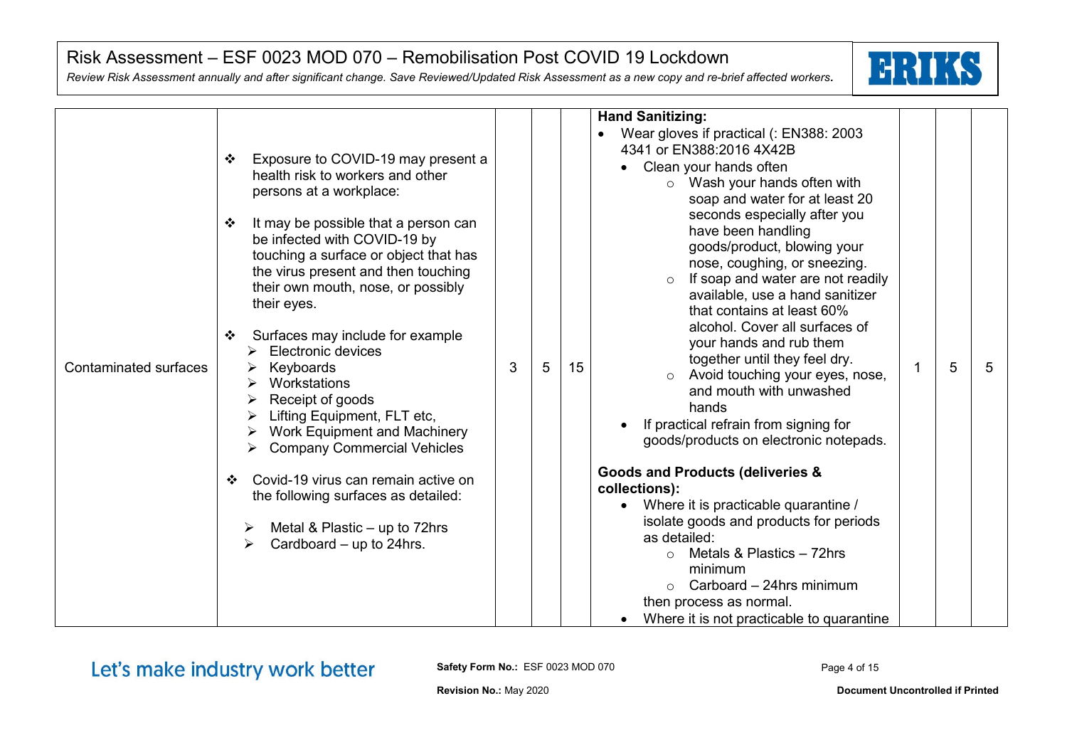| Contaminated surfaces | ❖ Exposure to COVID-19 may present a health risk to workers and other persons at a workplace:<br><br>❖ It may be possible that a person can be infected with COVID-19 by touching a surface or object that has the virus present and then touching their own mouth, nose, or possibly their eyes.<br><br>❖ Surfaces may include for example<br>➢ Electronic devices<br>➢ Keyboards<br>➢ Workstations<br>➢ Receipt of goods<br>➢ Lifting Equipment, FLT etc,<br>➢ Work Equipment and Machinery<br>➢ Company Commercial Vehicles<br><br>❖ Covid-19 virus can remain active on the following surfaces as detailed:<br><br>➢ Metal & Plastic – up to 72hrs<br>➢ Cardboard – up to 24hrs. | 3 | 5 | 15 | **Hand Sanitizing:**<br>• Wear gloves if practical (: EN388: 2003 4341 or EN388:2016 4X42B<br>• Clean your hands often<br>○ Wash your hands often with soap and water for at least 20 seconds especially after you have been handling goods/product, blowing your nose, coughing, or sneezing.<br>○ If soap and water are not readily available, use a hand sanitizer that contains at least 60% alcohol. Cover all surfaces of your hands and rub them together until they feel dry.<br>○ Avoid touching your eyes, nose, and mouth with unwashed hands<br>• If practical refrain from signing for goods/products on electronic notepads.<br><br>**Goods and Products (deliveries & collections):**<br>• Where it is practicable quarantine / isolate goods and products for periods as detailed:<br>○ Metals & Plastics – 72hrs minimum<br>○ Carboard – 24hrs minimum<br>then process as normal.<br>• Where it is not practicable to quarantine | 1 | 5 | 5 |
|---|---|---|---|---|---|---|---|---|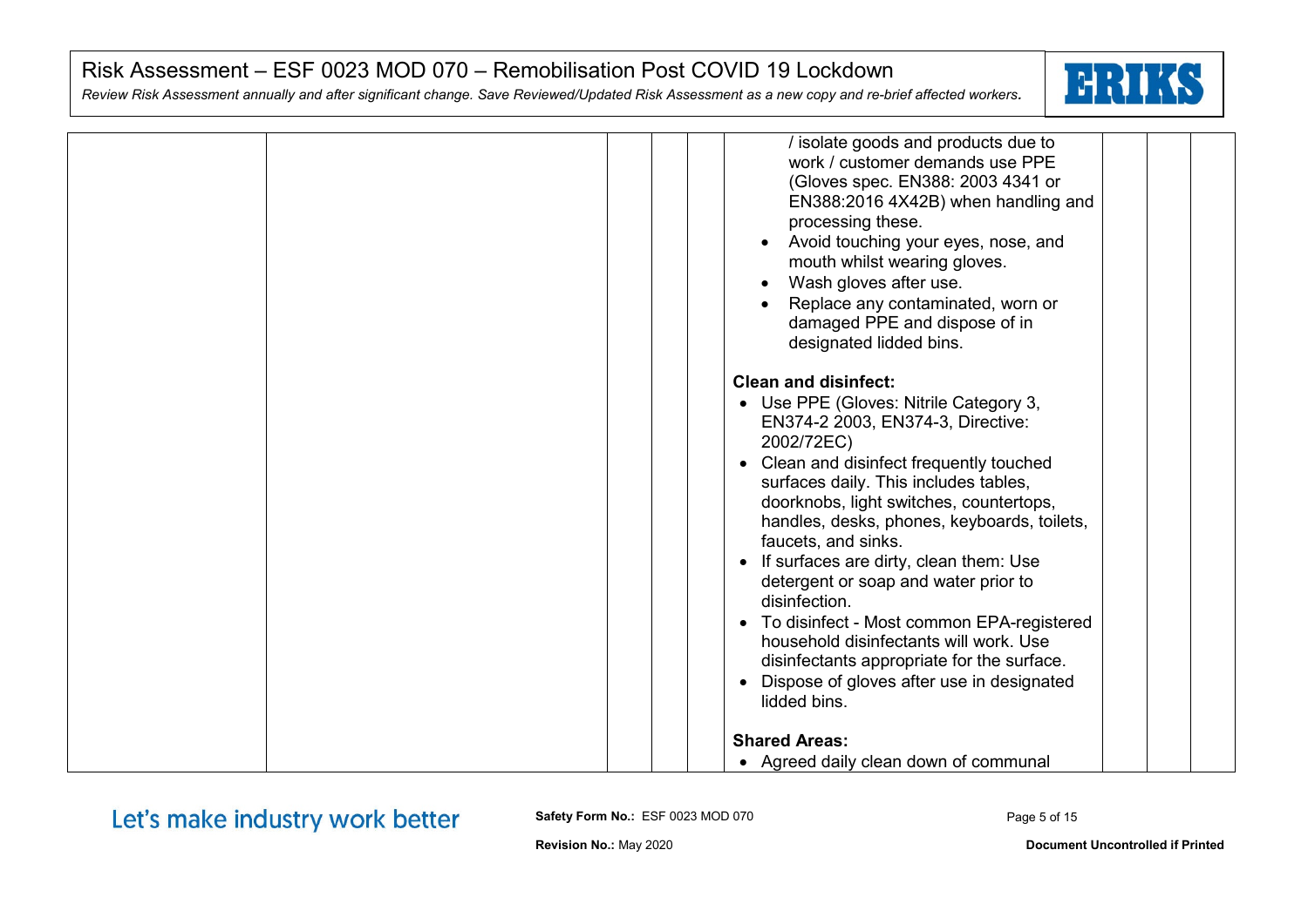| | | | | | | |
|---|---|---|---|---|---|---|
| | | | | / isolate goods and products due to work / customer demands use PPE (Gloves spec. EN388: 2003 4341 or EN388:2016 4X42B) when handling and processing these.<br>• Avoid touching your eyes, nose, and mouth whilst wearing gloves.<br>• Wash gloves after use.<br>• Replace any contaminated, worn or damaged PPE and dispose of in designated lidded bins.<br><br>**Clean and disinfect:**<br>• Use PPE (Gloves: Nitrile Category 3, EN374-2 2003, EN374-3, Directive: 2002/72EC)<br>• Clean and disinfect frequently touched surfaces daily. This includes tables, doorknobs, light switches, countertops, handles, desks, phones, keyboards, toilets, faucets, and sinks.<br>• If surfaces are dirty, clean them: Use detergent or soap and water prior to disinfection.<br>• To disinfect - Most common EPA-registered household disinfectants will work. Use disinfectants appropriate for the surface.<br>• Dispose of gloves after use in designated lidded bins.<br><br>**Shared Areas:**<br>• Agreed daily clean down of communal | | | |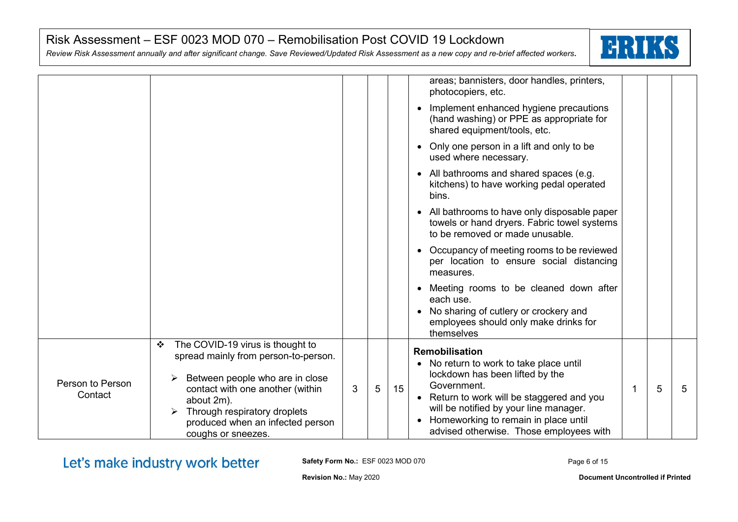| | | | | | | | | |
|---|---|---|---|---|---|---|---|---|
| | | | | | areas; bannisters, door handles, printers, photocopiers, etc.<br>• Implement enhanced hygiene precautions (hand washing) or PPE as appropriate for shared equipment/tools, etc.<br>• Only one person in a lift and only to be used where necessary.<br>• All bathrooms and shared spaces (e.g. kitchens) to have working pedal operated bins.<br>• All bathrooms to have only disposable paper towels or hand dryers. Fabric towel systems to be removed or made unusable.<br>• Occupancy of meeting rooms to be reviewed per location to ensure social distancing measures.<br>• Meeting rooms to be cleaned down after each use.<br>• No sharing of cutlery or crockery and employees should only make drinks for themselves | | | |
| Person to Person Contact | ❖ The COVID-19 virus is thought to spread mainly from person-to-person.<br>➢ Between people who are in close contact with one another (within about 2m).<br>➢ Through respiratory droplets produced when an infected person coughs or sneezes. | 3 | 5 | 15 | **Remobilisation**<br>• No return to work to take place until lockdown has been lifted by the Government.<br>• Return to work will be staggered and you will be notified by your line manager.<br>• Homeworking to remain in place until advised otherwise. Those employees with | 1 | 5 | 5 |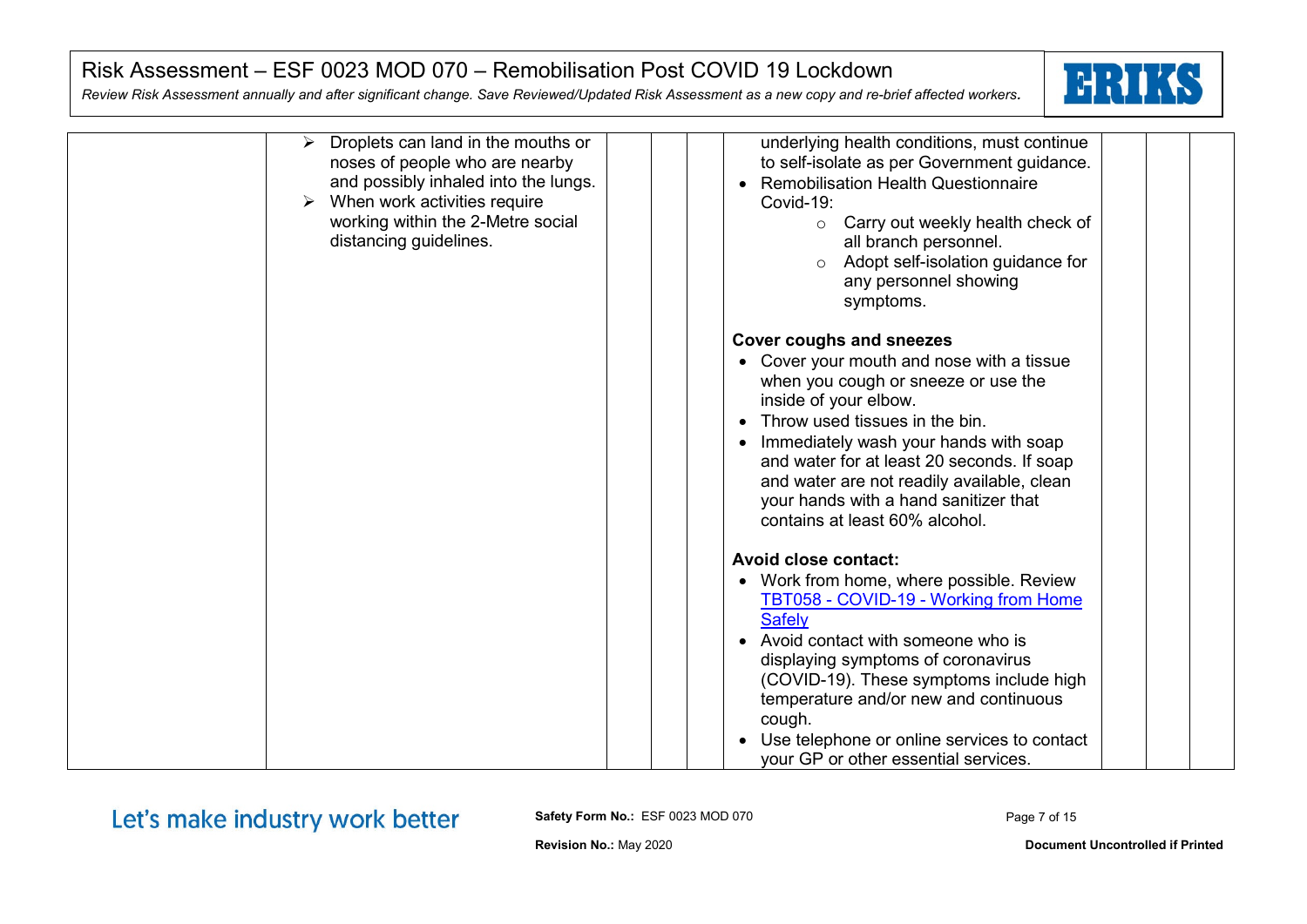| | | | | | | | |
|---|---|---|---|---|---|---|---|
| | ➢ Droplets can land in the mouths or noses of people who are nearby and possibly inhaled into the lungs.<br>➢ When work activities require working within the 2-Metre social distancing guidelines. | | | underlying health conditions, must continue to self-isolate as per Government guidance.<br>• Remobilisation Health Questionnaire Covid-19:<br>  ○ Carry out weekly health check of all branch personnel.<br>  ○ Adopt self-isolation guidance for any personnel showing symptoms.<br><br>**Cover coughs and sneezes**<br>• Cover your mouth and nose with a tissue when you cough or sneeze or use the inside of your elbow.<br>• Throw used tissues in the bin.<br>• Immediately wash your hands with soap and water for at least 20 seconds. If soap and water are not readily available, clean your hands with a hand sanitizer that contains at least 60% alcohol.<br><br>**Avoid close contact:**<br>• Work from home, where possible. Review [TBT058 - COVID-19 - Working from Home Safely]()<br>• Avoid contact with someone who is displaying symptoms of coronavirus (COVID-19). These symptoms include high temperature and/or new and continuous cough.<br>• Use telephone or online services to contact your GP or other essential services. | | | |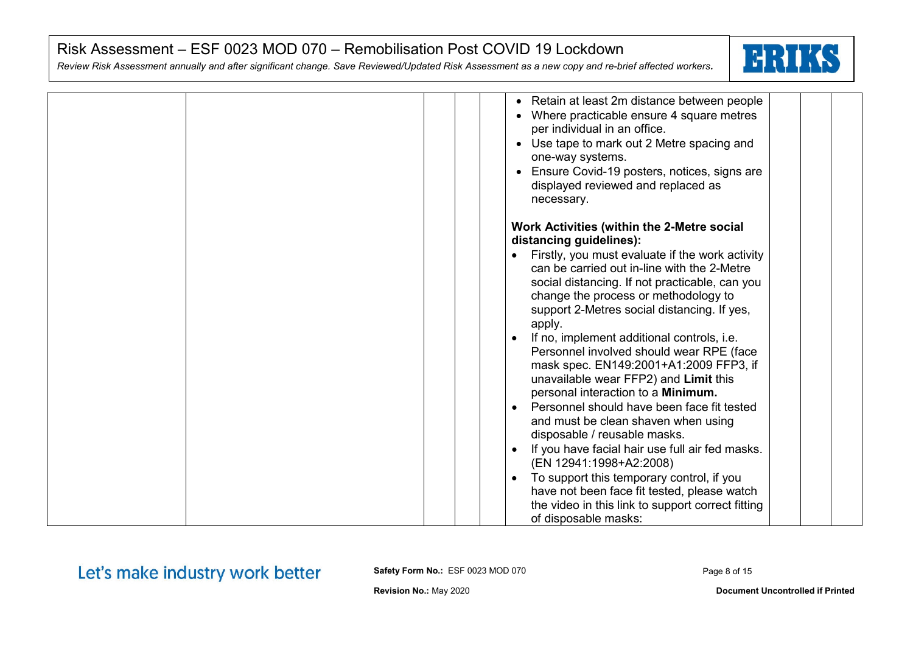| | | | | | | | | |
|---|---|---|---|---|---|---|---|---|
| | | | | | • Retain at least 2m distance between people<br>• Where practicable ensure 4 square metres per individual in an office.<br>• Use tape to mark out 2 Metre spacing and one-way systems.<br>• Ensure Covid-19 posters, notices, signs are displayed reviewed and replaced as necessary.<br><br>**Work Activities (within the 2-Metre social distancing guidelines):**<br>• Firstly, you must evaluate if the work activity can be carried out in-line with the 2-Metre social distancing. If not practicable, can you change the process or methodology to support 2-Metres social distancing. If yes, apply.<br>• If no, implement additional controls, i.e. Personnel involved should wear RPE (face mask spec. EN149:2001+A1:2009 FFP3, if unavailable wear FFP2) and **Limit** this personal interaction to a **Minimum.**<br>• Personnel should have been face fit tested and must be clean shaven when using disposable / reusable masks.<br>• If you have facial hair use full air fed masks. (EN 12941:1998+A2:2008)<br>• To support this temporary control, if you have not been face fit tested, please watch the video in this link to support correct fitting of disposable masks: | | | |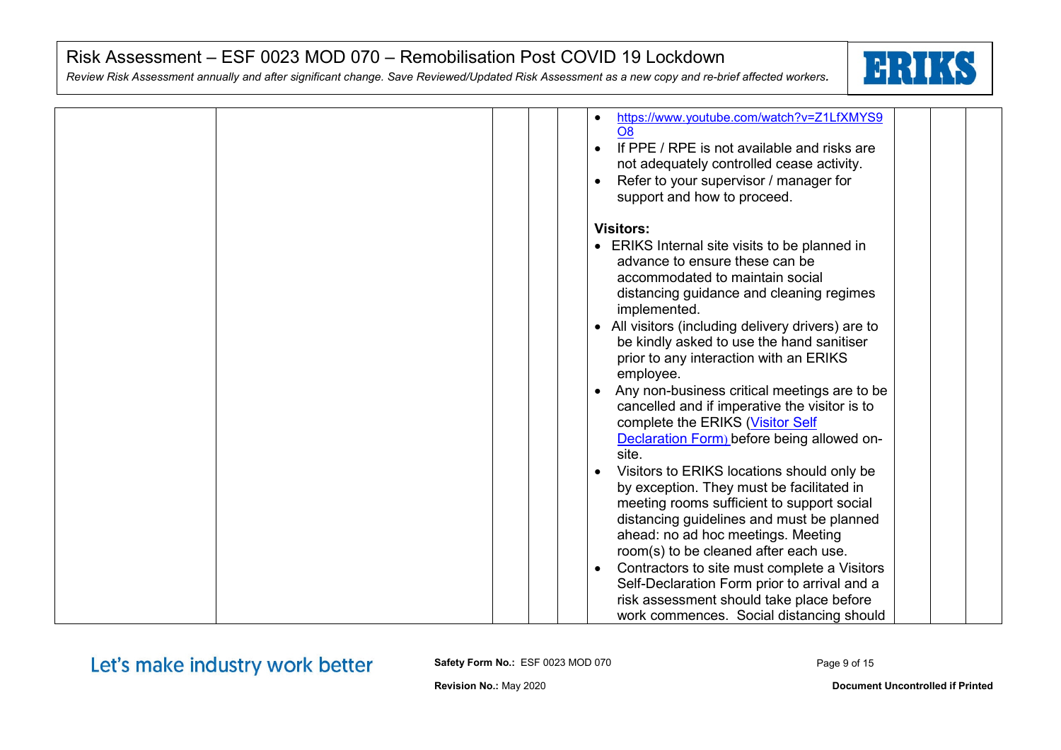| | | | | | | | | |
|---|---|---|---|---|---|---|---|---|
| | | | | | • https://www.youtube.com/watch?v=Z1LfXMYS9O8<br>• If PPE / RPE is not available and risks are not adequately controlled cease activity.<br>• Refer to your supervisor / manager for support and how to proceed.<br><br>**Visitors:**<br>• ERIKS Internal site visits to be planned in advance to ensure these can be accommodated to maintain social distancing guidance and cleaning regimes implemented.<br>• All visitors (including delivery drivers) are to be kindly asked to use the hand sanitiser prior to any interaction with an ERIKS employee.<br>• Any non-business critical meetings are to be cancelled and if imperative the visitor is to complete the ERIKS (Visitor Self Declaration Form) before being allowed on-site.<br>• Visitors to ERIKS locations should only be by exception. They must be facilitated in meeting rooms sufficient to support social distancing guidelines and must be planned ahead: no ad hoc meetings. Meeting room(s) to be cleaned after each use.<br>• Contractors to site must complete a Visitors Self-Declaration Form prior to arrival and a risk assessment should take place before work commences. Social distancing should | | | |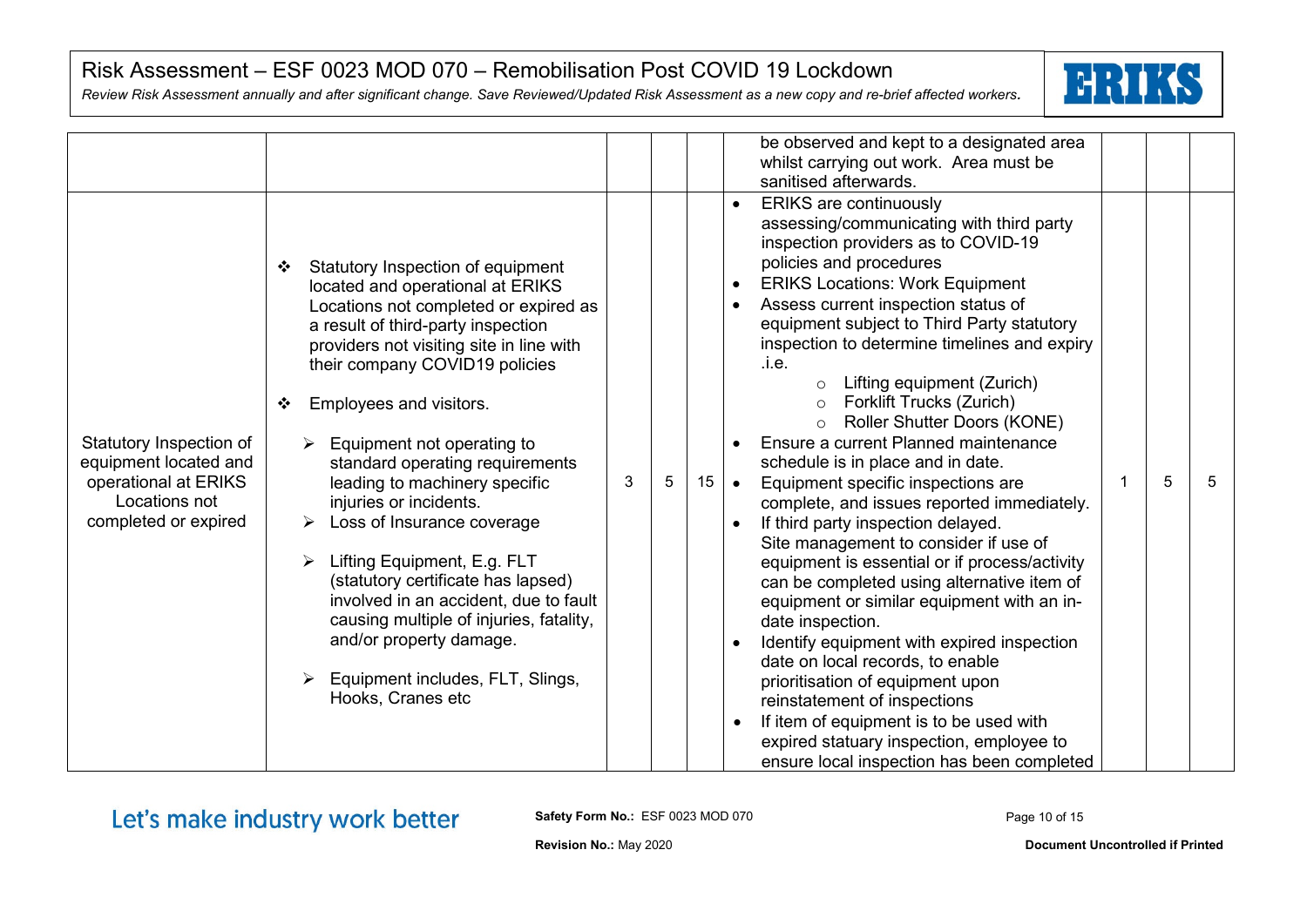| | | | | | | | | |
|---|---|---|---|---|---|---|---|---|
| | | | | | be observed and kept to a designated area whilst carrying out work. Area must be sanitised afterwards. | | | |
| Statutory Inspection of equipment located and operational at ERIKS Locations not completed or expired | ❖ Statutory Inspection of equipment located and operational at ERIKS Locations not completed or expired as a result of third-party inspection providers not visiting site in line with their company COVID19 policies<br><br>❖ Employees and visitors.<br><br>➢ Equipment not operating to standard operating requirements leading to machinery specific injuries or incidents.<br>➢ Loss of Insurance coverage<br><br>➢ Lifting Equipment, E.g. FLT (statutory certificate has lapsed) involved in an accident, due to fault causing multiple of injuries, fatality, and/or property damage.<br><br>➢ Equipment includes, FLT, Slings, Hooks, Cranes etc | 3 | 5 | 15 | • ERIKS are continuously assessing/communicating with third party inspection providers as to COVID-19 policies and procedures<br>• ERIKS Locations: Work Equipment<br>• Assess current inspection status of equipment subject to Third Party statutory inspection to determine timelines and expiry .i.e.<br>  ○ Lifting equipment (Zurich)<br>  ○ Forklift Trucks (Zurich)<br>  ○ Roller Shutter Doors (KONE)<br>• Ensure a current Planned maintenance schedule is in place and in date.<br>• Equipment specific inspections are complete, and issues reported immediately.<br>• If third party inspection delayed. Site management to consider if use of equipment is essential or if process/activity can be completed using alternative item of equipment or similar equipment with an in-date inspection.<br>• Identify equipment with expired inspection date on local records, to enable prioritisation of equipment upon reinstatement of inspections<br>• If item of equipment is to be used with expired statuary inspection, employee to ensure local inspection has been completed | 1 | 5 | 5 |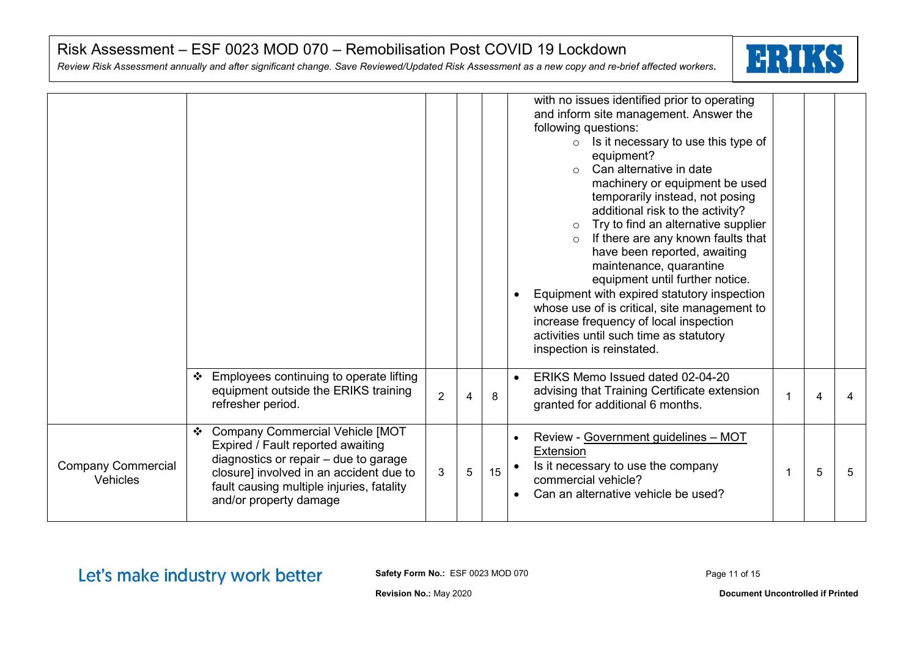| | | | | | | | | |
|---|---|---|---|---|---|---|---|---|
| | | | | | with no issues identified prior to operating and inform site management. Answer the following questions:<br>◦ Is it necessary to use this type of equipment?<br>◦ Can alternative in date machinery or equipment be used temporarily instead, not posing additional risk to the activity?<br>◦ Try to find an alternative supplier<br>◦ If there are any known faults that have been reported, awaiting maintenance, quarantine equipment until further notice.<br>• Equipment with expired statutory inspection whose use of is critical, site management to increase frequency of local inspection activities until such time as statutory inspection is reinstated. | | | |
| | ❖ Employees continuing to operate lifting equipment outside the ERIKS training refresher period. | 2 | 4 | 8 | • ERIKS Memo Issued dated 02-04-20 advising that Training Certificate extension granted for additional 6 months. | 1 | 4 | 4 |
| Company Commercial Vehicles | ❖ Company Commercial Vehicle [MOT Expired / Fault reported awaiting diagnostics or repair – due to garage closure] involved in an accident due to fault causing multiple injuries, fatality and/or property damage | 3 | 5 | 15 | • Review - Government guidelines – MOT Extension<br>• Is it necessary to use the company commercial vehicle?<br>• Can an alternative vehicle be used? | 1 | 5 | 5 |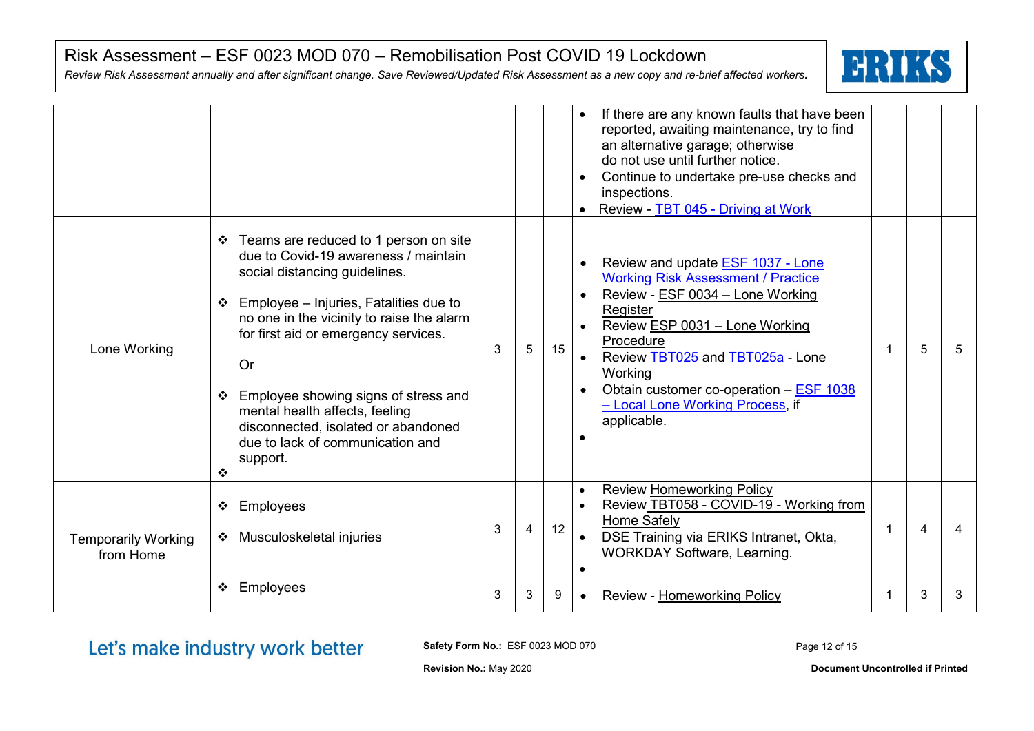| | | | | | | | | |
|---|---|---|---|---|---|---|---|---|
| | | | | | • If there are any known faults that have been reported, awaiting maintenance, try to find an alternative garage; otherwise do not use until further notice.<br>• Continue to undertake pre-use checks and inspections.<br>• Review - TBT 045 - Driving at Work | | | |
| Lone Working | ❖ Teams are reduced to 1 person on site due to Covid-19 awareness / maintain social distancing guidelines.<br><br>❖ Employee – Injuries, Fatalities due to no one in the vicinity to raise the alarm for first aid or emergency services.<br><br>Or<br><br>❖ Employee showing signs of stress and mental health affects, feeling disconnected, isolated or abandoned due to lack of communication and support.<br>❖ | 3 | 5 | 15 | • Review and update ESF 1037 - Lone Working Risk Assessment / Practice<br>• Review - ESF 0034 – Lone Working Register<br>• Review ESP 0031 – Lone Working Procedure<br>• Review TBT025 and TBT025a - Lone Working<br>• Obtain customer co-operation – ESF 1038 – Local Lone Working Process, if applicable.<br>• | 1 | 5 | 5 |
| Temporarily Working from Home | ❖ Employees<br><br>❖ Musculoskeletal injuries | 3 | 4 | 12 | • Review Homeworking Policy<br>• Review TBT058 - COVID-19 - Working from Home Safely<br>• DSE Training via ERIKS Intranet, Okta, WORKDAY Software, Learning.<br>• | 1 | 4 | 4 |
| | ❖ Employees | 3 | 3 | 9 | • Review - Homeworking Policy | 1 | 3 | 3 |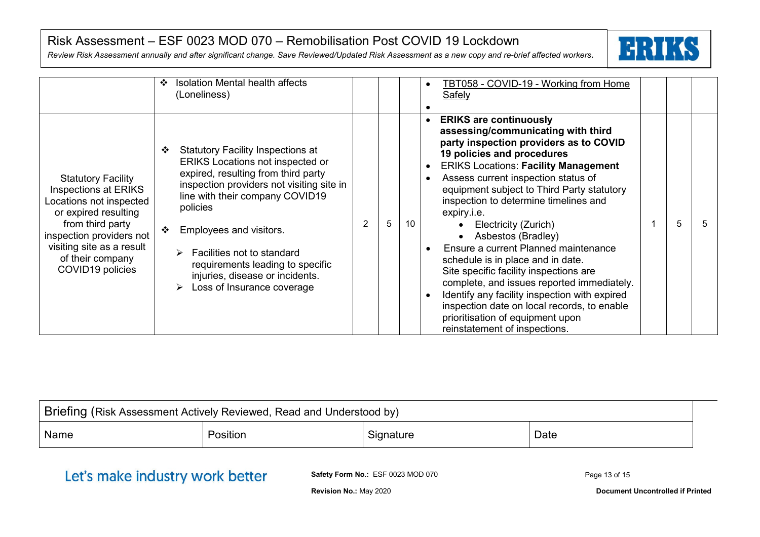| | | | | | | | | |
|---|---|---|---|---|---|---|---|---|
| | ❖ Isolation Mental health affects (Loneliness) | | | | • TBT058 - COVID-19 - Working from Home Safely<br>• | | | |
| Statutory Facility Inspections at ERIKS Locations not inspected or expired resulting from third party inspection providers not visiting site as a result of their company COVID19 policies | ❖ Statutory Facility Inspections at ERIKS Locations not inspected or expired, resulting from third party inspection providers not visiting site in line with their company COVID19 policies<br><br>❖ Employees and visitors.<br><br>➢ Facilities not to standard requirements leading to specific injuries, disease or incidents.<br>➢ Loss of Insurance coverage | 2 | 5 | 10 | • **ERIKS are continuously assessing/communicating with third party inspection providers as to COVID 19 policies and procedures**<br>• ERIKS Locations: **Facility Management**<br>• Assess current inspection status of equipment subject to Third Party statutory inspection to determine timelines and expiry.i.e.<br>  • Electricity (Zurich)<br>  • Asbestos (Bradley)<br>• Ensure a current Planned maintenance schedule is in place and in date. Site specific facility inspections are complete, and issues reported immediately.<br>• Identify any facility inspection with expired inspection date on local records, to enable prioritisation of equipment upon reinstatement of inspections. | 1 | 5 | 5 |

| Briefing (Risk Assessment Actively Reviewed, Read and Understood by) | | | |
|---|---|---|---|
| Name | Position | Signature | Date |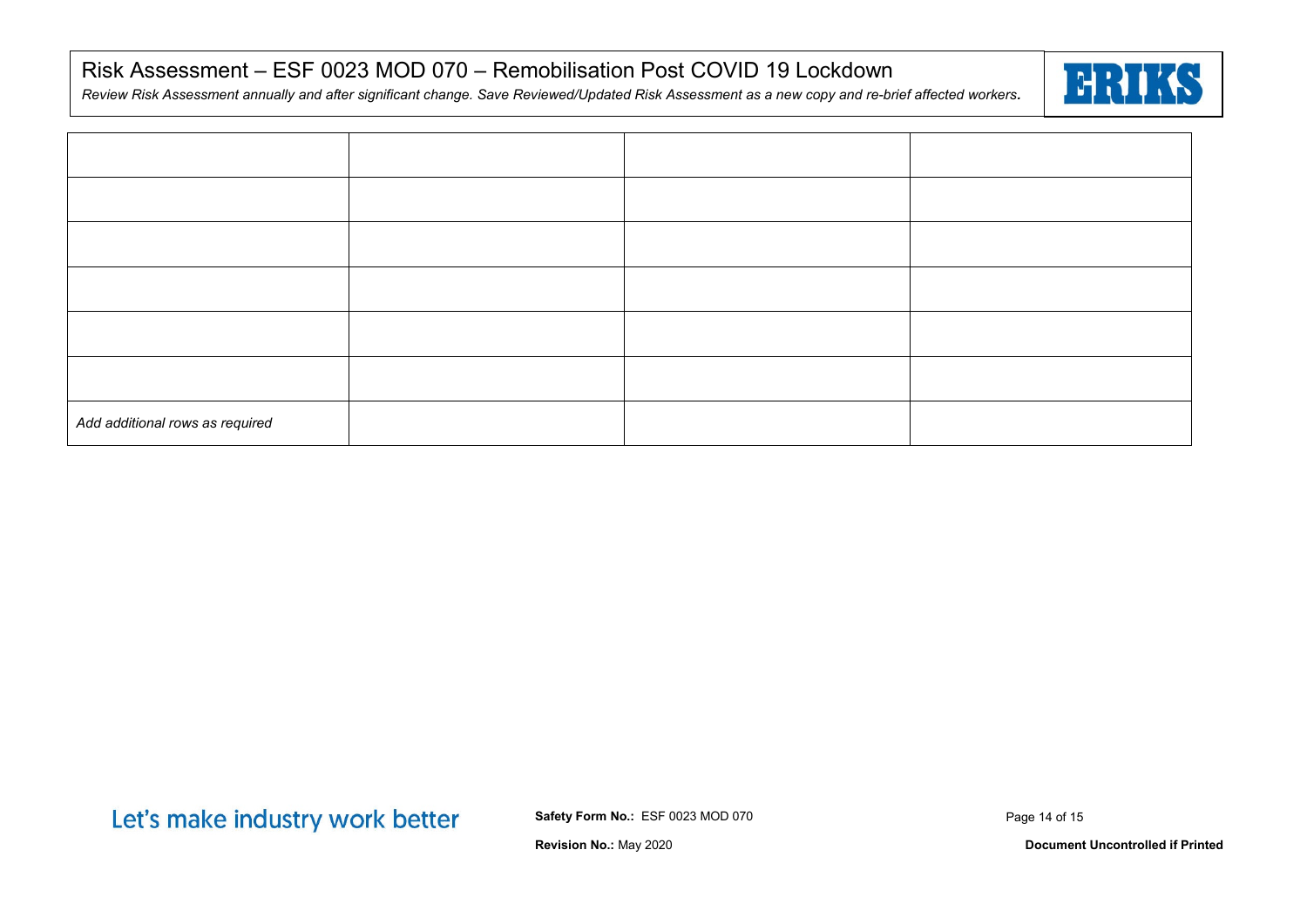| | | | |
|---|---|---|---|
| | | | |
| | | | |
| | | | |
| | | | |
| | | | |
| *Add additional rows as required* | | | |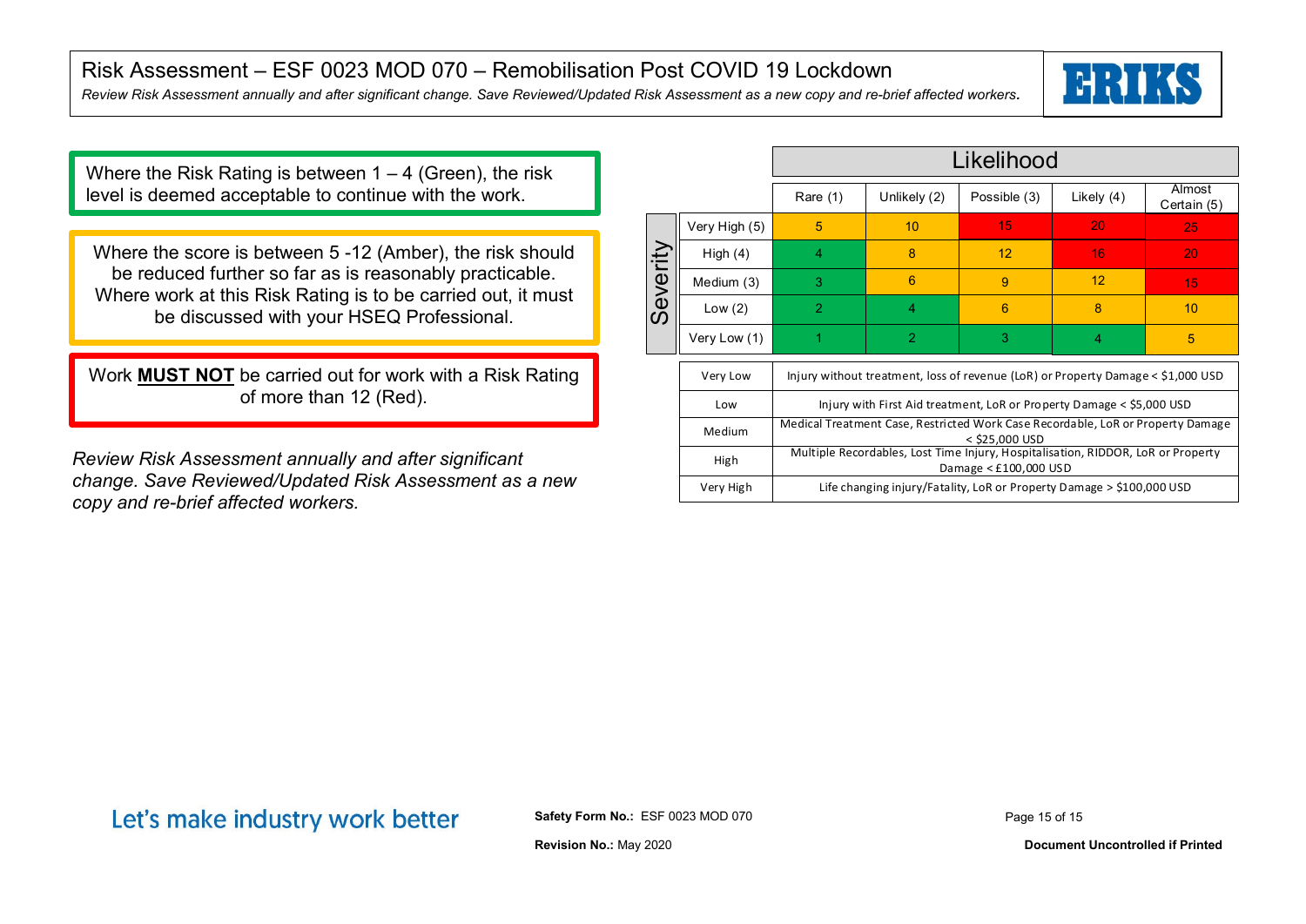Where the Risk Rating is between 1 – 4 (Green), the risk level is deemed acceptable to continue with the work.

Where the score is between 5 -12 (Amber), the risk should be reduced further so far as is reasonably practicable. Where work at this Risk Rating is to be carried out, it must be discussed with your HSEQ Professional.

Work **MUST NOT** be carried out for work with a Risk Rating of more than 12 (Red).

*Review Risk Assessment annually and after significant change. Save Reviewed/Updated Risk Assessment as a new copy and re-brief affected workers.*

| Severity | Likelihood: Rare (1) | Unlikely (2) | Possible (3) | Likely (4) | Almost Certain (5) |
|---|---|---|---|---|---|
| Very High (5) | 5 | 10 | 15 | 20 | 25 |
| High (4) | 4 | 8 | 12 | 16 | 20 |
| Medium (3) | 3 | 6 | 9 | 12 | 15 |
| Low (2) | 2 | 4 | 6 | 8 | 10 |
| Very Low (1) | 1 | 2 | 3 | 4 | 5 |

| | |
|---|---|
| Very Low | Injury without treatment, loss of revenue (LoR) or Property Damage < $1,000 USD |
| Low | Injury with First Aid treatment, LoR or Property Damage < $5,000 USD |
| Medium | Medical Treatment Case, Restricted Work Case Recordable, LoR or Property Damage < $25,000 USD |
| High | Multiple Recordables, Lost Time Injury, Hospitalisation, RIDDOR, LoR or Property Damage < £100,000 USD |
| Very High | Life changing injury/Fatality, LoR or Property Damage > $100,000 USD |